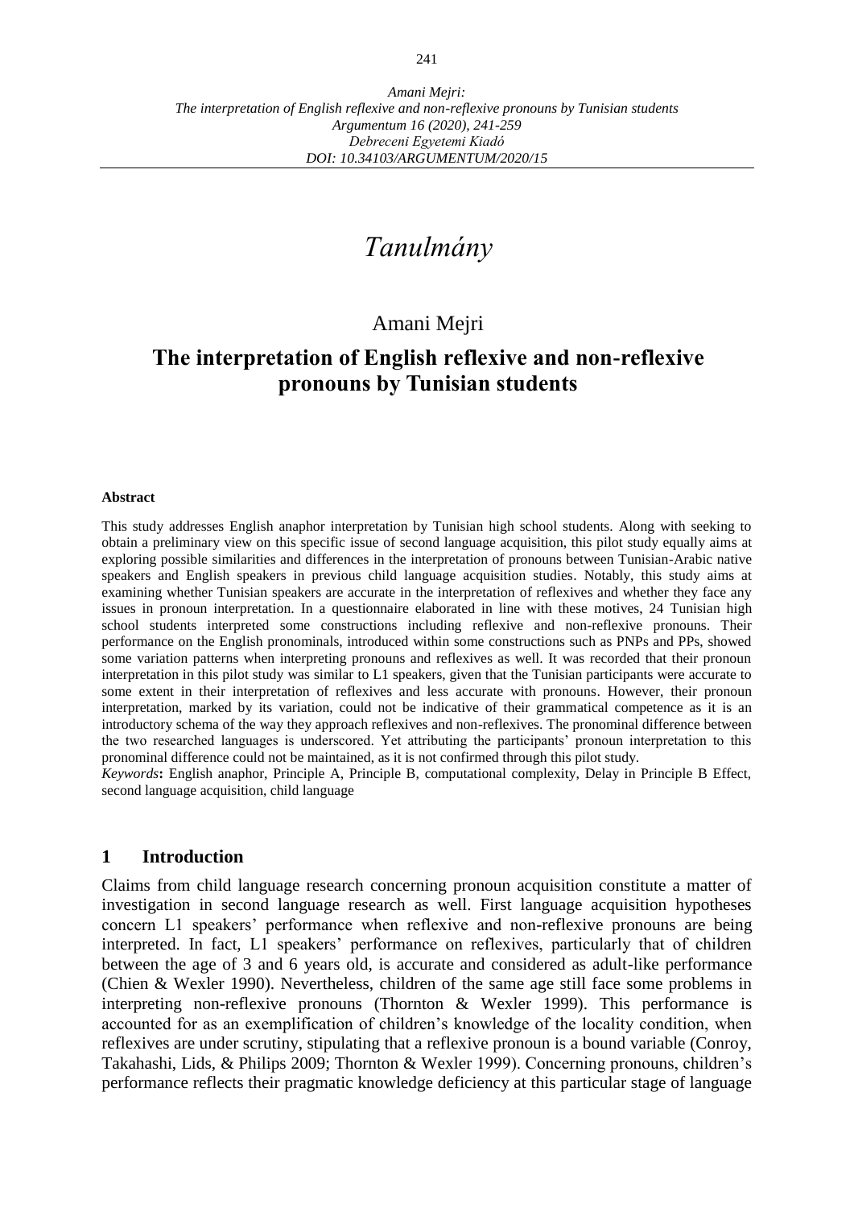*Amani Mejri:*
*The interpretation of English reflexive and non-reflexive pronouns by Tunisian students*
*Argumentum 16 (2020), 241-259*
*Debreceni Egyetemi Kiadó*
*DOI: 10.34103/ARGUMENTUM/2020/15*

# *Tanulmány*

Amani Mejri

## The interpretation of English reflexive and non-reflexive pronouns by Tunisian students

#### Abstract

This study addresses English anaphor interpretation by Tunisian high school students. Along with seeking to obtain a preliminary view on this specific issue of second language acquisition, this pilot study equally aims at exploring possible similarities and differences in the interpretation of pronouns between Tunisian-Arabic native speakers and English speakers in previous child language acquisition studies. Notably, this study aims at examining whether Tunisian speakers are accurate in the interpretation of reflexives and whether they face any issues in pronoun interpretation. In a questionnaire elaborated in line with these motives, 24 Tunisian high school students interpreted some constructions including reflexive and non-reflexive pronouns. Their performance on the English pronominals, introduced within some constructions such as PNPs and PPs, showed some variation patterns when interpreting pronouns and reflexives as well. It was recorded that their pronoun interpretation in this pilot study was similar to L1 speakers, given that the Tunisian participants were accurate to some extent in their interpretation of reflexives and less accurate with pronouns. However, their pronoun interpretation, marked by its variation, could not be indicative of their grammatical competence as it is an introductory schema of the way they approach reflexives and non-reflexives. The pronominal difference between the two researched languages is underscored. Yet attributing the participants' pronoun interpretation to this pronominal difference could not be maintained, as it is not confirmed through this pilot study.

*Keywords***:** English anaphor, Principle A, Principle B, computational complexity, Delay in Principle B Effect, second language acquisition, child language

## 1 Introduction

Claims from child language research concerning pronoun acquisition constitute a matter of investigation in second language research as well. First language acquisition hypotheses concern L1 speakers' performance when reflexive and non-reflexive pronouns are being interpreted. In fact, L1 speakers' performance on reflexives, particularly that of children between the age of 3 and 6 years old, is accurate and considered as adult-like performance (Chien & Wexler 1990). Nevertheless, children of the same age still face some problems in interpreting non-reflexive pronouns (Thornton & Wexler 1999). This performance is accounted for as an exemplification of children's knowledge of the locality condition, when reflexives are under scrutiny, stipulating that a reflexive pronoun is a bound variable (Conroy, Takahashi, Lids, & Philips 2009; Thornton & Wexler 1999). Concerning pronouns, children's performance reflects their pragmatic knowledge deficiency at this particular stage of language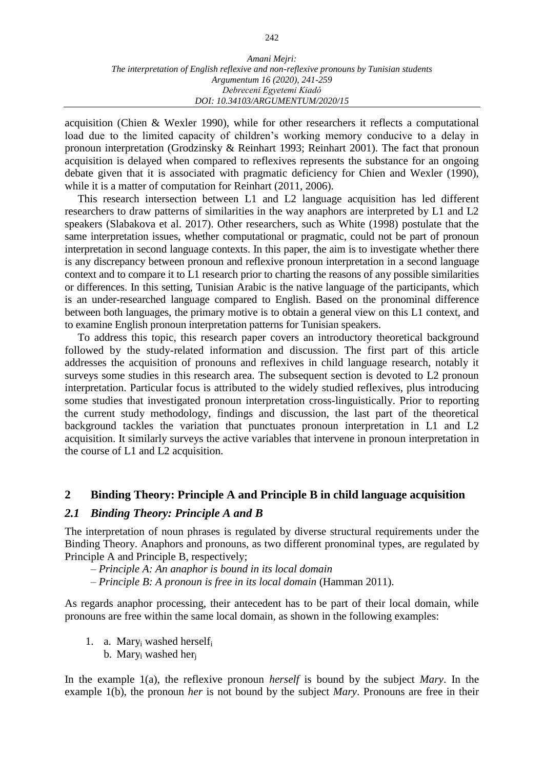acquisition (Chien & Wexler 1990), while for other researchers it reflects a computational load due to the limited capacity of children's working memory conducive to a delay in pronoun interpretation (Grodzinsky & Reinhart 1993; Reinhart 2001). The fact that pronoun acquisition is delayed when compared to reflexives represents the substance for an ongoing debate given that it is associated with pragmatic deficiency for Chien and Wexler (1990), while it is a matter of computation for Reinhart (2011, 2006).

This research intersection between L1 and L2 language acquisition has led different researchers to draw patterns of similarities in the way anaphors are interpreted by L1 and L2 speakers (Slabakova et al. 2017). Other researchers, such as White (1998) postulate that the same interpretation issues, whether computational or pragmatic, could not be part of pronoun interpretation in second language contexts. In this paper, the aim is to investigate whether there is any discrepancy between pronoun and reflexive pronoun interpretation in a second language context and to compare it to L1 research prior to charting the reasons of any possible similarities or differences. In this setting, Tunisian Arabic is the native language of the participants, which is an under-researched language compared to English. Based on the pronominal difference between both languages, the primary motive is to obtain a general view on this L1 context, and to examine English pronoun interpretation patterns for Tunisian speakers.

To address this topic, this research paper covers an introductory theoretical background followed by the study-related information and discussion. The first part of this article addresses the acquisition of pronouns and reflexives in child language research, notably it surveys some studies in this research area. The subsequent section is devoted to L2 pronoun interpretation. Particular focus is attributed to the widely studied reflexives, plus introducing some studies that investigated pronoun interpretation cross-linguistically. Prior to reporting the current study methodology, findings and discussion, the last part of the theoretical background tackles the variation that punctuates pronoun interpretation in L1 and L2 acquisition. It similarly surveys the active variables that intervene in pronoun interpretation in the course of L1 and L2 acquisition.

## 2 Binding Theory: Principle A and Principle B in child language acquisition

### *2.1 Binding Theory: Principle A and B*

The interpretation of noun phrases is regulated by diverse structural requirements under the Binding Theory. Anaphors and pronouns, as two different pronominal types, are regulated by Principle A and Principle B, respectively;

– *Principle A: An anaphor is bound in its local domain*
– *Principle B: A pronoun is free in its local domain* (Hamman 2011).

As regards anaphor processing, their antecedent has to be part of their local domain, while pronouns are free within the same local domain, as shown in the following examples:

1. a. Mary$_i$ washed herself$_i$
   b. Mary$_i$ washed her$_j$

In the example 1(a), the reflexive pronoun *herself* is bound by the subject *Mary*. In the example 1(b), the pronoun *her* is not bound by the subject *Mary*. Pronouns are free in their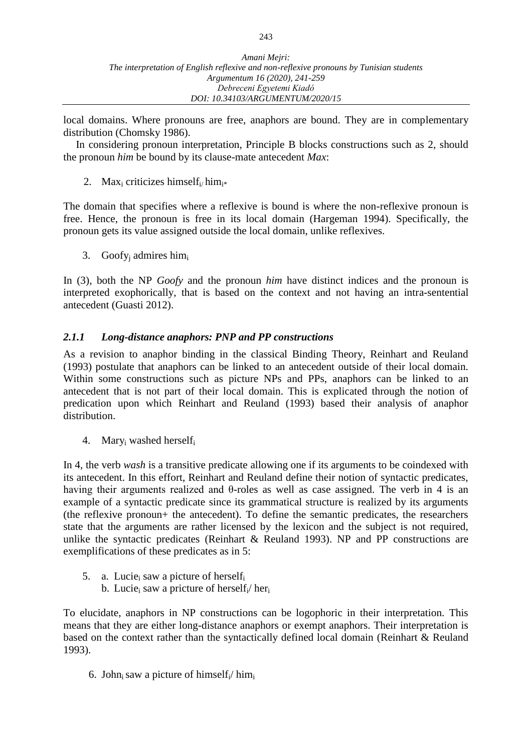local domains. Where pronouns are free, anaphors are bound. They are in complementary distribution (Chomsky 1986).

In considering pronoun interpretation, Principle B blocks constructions such as 2, should the pronoun *him* be bound by its clause-mate antecedent *Max*:

2. $\text{Max}_i$ criticizes $\text{himself}_{i/}$ $\text{him}_{i*}$

The domain that specifies where a reflexive is bound is where the non-reflexive pronoun is free. Hence, the pronoun is free in its local domain (Hargeman 1994). Specifically, the pronoun gets its value assigned outside the local domain, unlike reflexives.

3. $\text{Goofy}_j$ admires $\text{him}_i$

In (3), both the NP *Goofy* and the pronoun *him* have distinct indices and the pronoun is interpreted exophorically, that is based on the context and not having an intra-sentential antecedent (Guasti 2012).

### *2.1.1 Long-distance anaphors: PNP and PP constructions*

As a revision to anaphor binding in the classical Binding Theory, Reinhart and Reuland (1993) postulate that anaphors can be linked to an antecedent outside of their local domain. Within some constructions such as picture NPs and PPs, anaphors can be linked to an antecedent that is not part of their local domain. This is explicated through the notion of predication upon which Reinhart and Reuland (1993) based their analysis of anaphor distribution.

4. $\text{Mary}_i$ washed $\text{herself}_i$

In 4, the verb *wash* is a transitive predicate allowing one if its arguments to be coindexed with its antecedent. In this effort, Reinhart and Reuland define their notion of syntactic predicates, having their arguments realized and θ-roles as well as case assigned. The verb in 4 is an example of a syntactic predicate since its grammatical structure is realized by its arguments (the reflexive pronoun+ the antecedent). To define the semantic predicates, the researchers state that the arguments are rather licensed by the lexicon and the subject is not required, unlike the syntactic predicates (Reinhart & Reuland 1993). NP and PP constructions are exemplifications of these predicates as in 5:

5. a. $\text{Lucie}_i$ saw a picture of $\text{herself}_i$
   b. $\text{Lucie}_i$ saw a pricture of $\text{herself}_i$/ $\text{her}_i$

To elucidate, anaphors in NP constructions can be logophoric in their interpretation. This means that they are either long-distance anaphors or exempt anaphors. Their interpretation is based on the context rather than the syntactically defined local domain (Reinhart & Reuland 1993).

6. $\text{John}_i$ saw a picture of $\text{himself}_i$/ $\text{him}_i$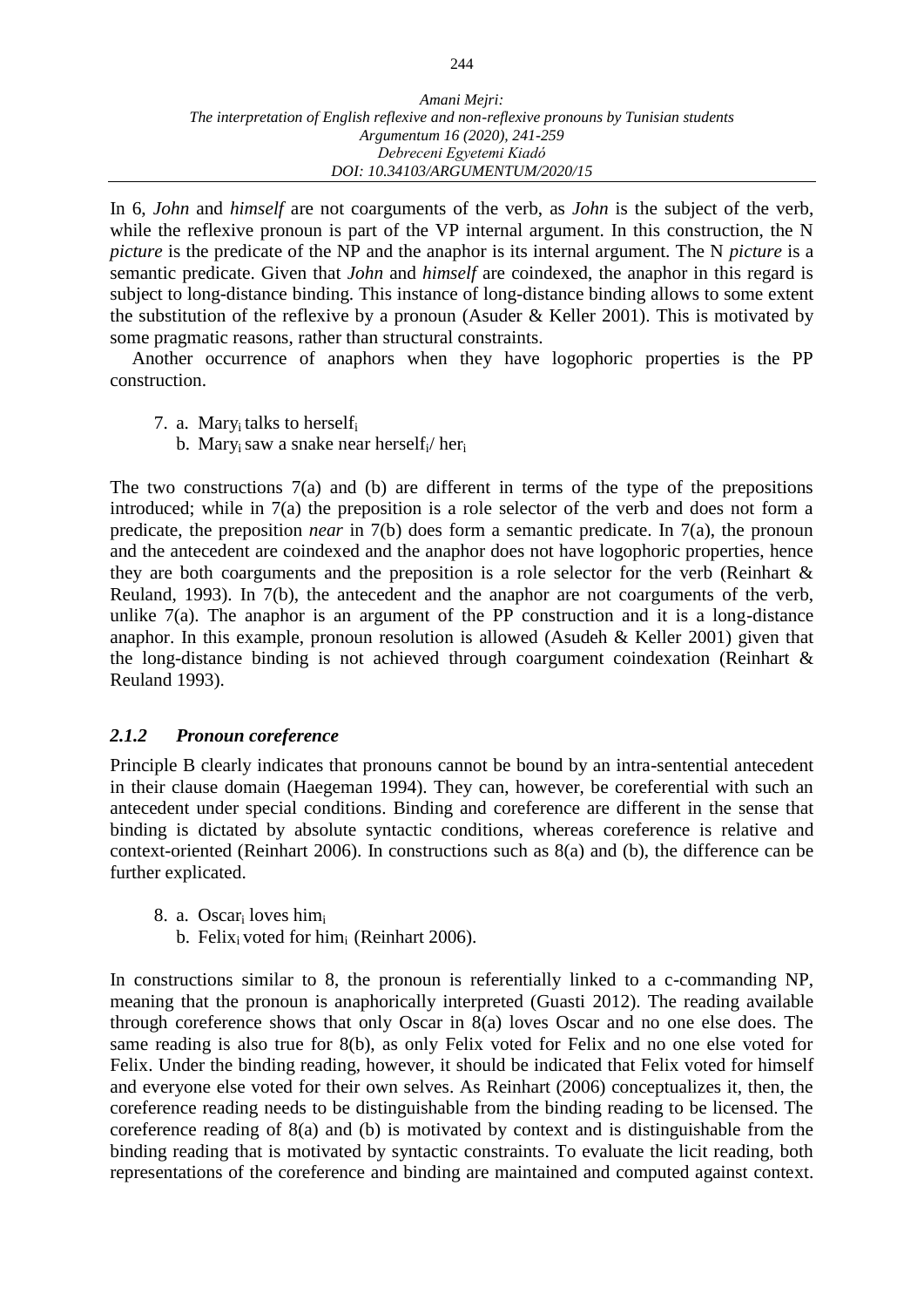In 6, *John* and *himself* are not coarguments of the verb, as *John* is the subject of the verb, while the reflexive pronoun is part of the VP internal argument. In this construction, the N *picture* is the predicate of the NP and the anaphor is its internal argument. The N *picture* is a semantic predicate. Given that *John* and *himself* are coindexed, the anaphor in this regard is subject to long-distance binding. This instance of long-distance binding allows to some extent the substitution of the reflexive by a pronoun (Asuder & Keller 2001). This is motivated by some pragmatic reasons, rather than structural constraints.

Another occurrence of anaphors when they have logophoric properties is the PP construction.

7. a. $\text{Mary}_i$ talks to $\text{herself}_i$
   b. $\text{Mary}_i$ saw a snake near $\text{herself}_i$/ $\text{her}_i$

The two constructions 7(a) and (b) are different in terms of the type of the prepositions introduced; while in 7(a) the preposition is a role selector of the verb and does not form a predicate, the preposition *near* in 7(b) does form a semantic predicate. In 7(a), the pronoun and the antecedent are coindexed and the anaphor does not have logophoric properties, hence they are both coarguments and the preposition is a role selector for the verb (Reinhart & Reuland, 1993). In 7(b), the antecedent and the anaphor are not coarguments of the verb, unlike 7(a). The anaphor is an argument of the PP construction and it is a long-distance anaphor. In this example, pronoun resolution is allowed (Asudeh & Keller 2001) given that the long-distance binding is not achieved through coargument coindexation (Reinhart & Reuland 1993).

### *2.1.2 Pronoun coreference*

Principle B clearly indicates that pronouns cannot be bound by an intra-sentential antecedent in their clause domain (Haegeman 1994). They can, however, be coreferential with such an antecedent under special conditions. Binding and coreference are different in the sense that binding is dictated by absolute syntactic conditions, whereas coreference is relative and context-oriented (Reinhart 2006). In constructions such as 8(a) and (b), the difference can be further explicated.

8. a. $\text{Oscar}_i$ loves $\text{him}_i$
   b. $\text{Felix}_i$ voted for $\text{him}_i$ (Reinhart 2006).

In constructions similar to 8, the pronoun is referentially linked to a c-commanding NP, meaning that the pronoun is anaphorically interpreted (Guasti 2012). The reading available through coreference shows that only Oscar in 8(a) loves Oscar and no one else does. The same reading is also true for 8(b), as only Felix voted for Felix and no one else voted for Felix. Under the binding reading, however, it should be indicated that Felix voted for himself and everyone else voted for their own selves. As Reinhart (2006) conceptualizes it, then, the coreference reading needs to be distinguishable from the binding reading to be licensed. The coreference reading of 8(a) and (b) is motivated by context and is distinguishable from the binding reading that is motivated by syntactic constraints. To evaluate the licit reading, both representations of the coreference and binding are maintained and computed against context.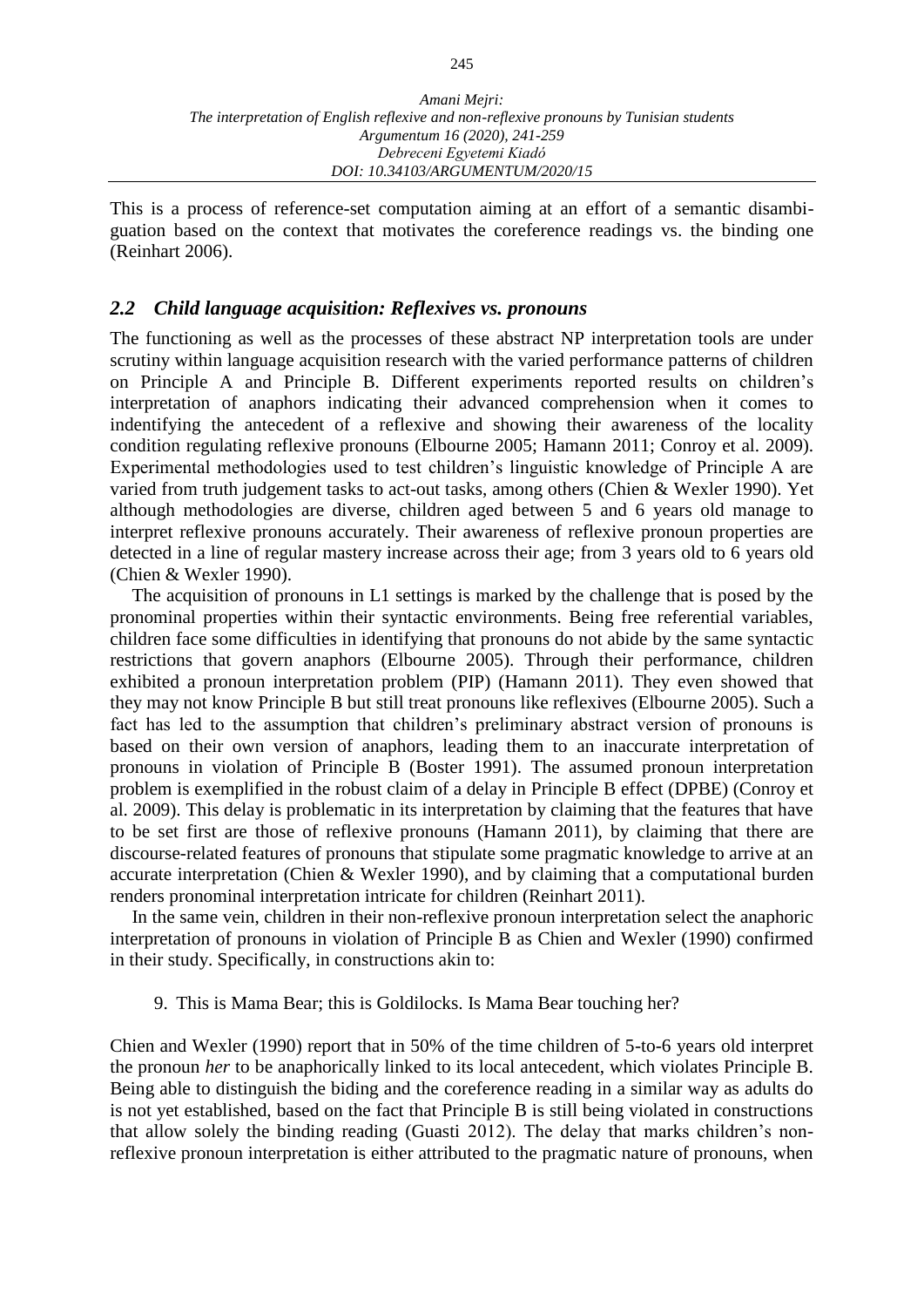This is a process of reference-set computation aiming at an effort of a semantic disambiguation based on the context that motivates the coreference readings vs. the binding one (Reinhart 2006).

## *2.2 Child language acquisition: Reflexives vs. pronouns*

The functioning as well as the processes of these abstract NP interpretation tools are under scrutiny within language acquisition research with the varied performance patterns of children on Principle A and Principle B. Different experiments reported results on children's interpretation of anaphors indicating their advanced comprehension when it comes to indentifying the antecedent of a reflexive and showing their awareness of the locality condition regulating reflexive pronouns (Elbourne 2005; Hamann 2011; Conroy et al. 2009). Experimental methodologies used to test children's linguistic knowledge of Principle A are varied from truth judgement tasks to act-out tasks, among others (Chien & Wexler 1990). Yet although methodologies are diverse, children aged between 5 and 6 years old manage to interpret reflexive pronouns accurately. Their awareness of reflexive pronoun properties are detected in a line of regular mastery increase across their age; from 3 years old to 6 years old (Chien & Wexler 1990).

The acquisition of pronouns in L1 settings is marked by the challenge that is posed by the pronominal properties within their syntactic environments. Being free referential variables, children face some difficulties in identifying that pronouns do not abide by the same syntactic restrictions that govern anaphors (Elbourne 2005). Through their performance, children exhibited a pronoun interpretation problem (PIP) (Hamann 2011). They even showed that they may not know Principle B but still treat pronouns like reflexives (Elbourne 2005). Such a fact has led to the assumption that children's preliminary abstract version of pronouns is based on their own version of anaphors, leading them to an inaccurate interpretation of pronouns in violation of Principle B (Boster 1991). The assumed pronoun interpretation problem is exemplified in the robust claim of a delay in Principle B effect (DPBE) (Conroy et al. 2009). This delay is problematic in its interpretation by claiming that the features that have to be set first are those of reflexive pronouns (Hamann 2011), by claiming that there are discourse-related features of pronouns that stipulate some pragmatic knowledge to arrive at an accurate interpretation (Chien & Wexler 1990), and by claiming that a computational burden renders pronominal interpretation intricate for children (Reinhart 2011).

In the same vein, children in their non-reflexive pronoun interpretation select the anaphoric interpretation of pronouns in violation of Principle B as Chien and Wexler (1990) confirmed in their study. Specifically, in constructions akin to:

9. This is Mama Bear; this is Goldilocks. Is Mama Bear touching her?

Chien and Wexler (1990) report that in 50% of the time children of 5-to-6 years old interpret the pronoun *her* to be anaphorically linked to its local antecedent, which violates Principle B. Being able to distinguish the biding and the coreference reading in a similar way as adults do is not yet established, based on the fact that Principle B is still being violated in constructions that allow solely the binding reading (Guasti 2012). The delay that marks children's non-reflexive pronoun interpretation is either attributed to the pragmatic nature of pronouns, when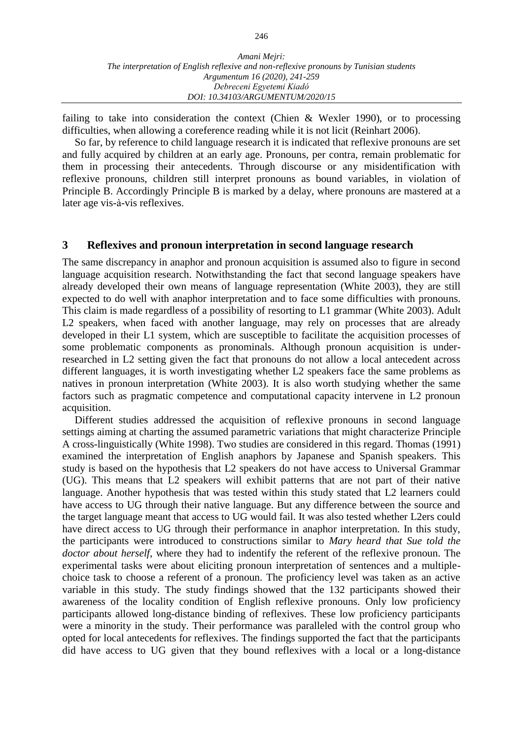failing to take into consideration the context (Chien & Wexler 1990), or to processing difficulties, when allowing a coreference reading while it is not licit (Reinhart 2006).

So far, by reference to child language research it is indicated that reflexive pronouns are set and fully acquired by children at an early age. Pronouns, per contra, remain problematic for them in processing their antecedents. Through discourse or any misidentification with reflexive pronouns, children still interpret pronouns as bound variables, in violation of Principle B. Accordingly Principle B is marked by a delay, where pronouns are mastered at a later age vis-à-vis reflexives.

## 3 Reflexives and pronoun interpretation in second language research

The same discrepancy in anaphor and pronoun acquisition is assumed also to figure in second language acquisition research. Notwithstanding the fact that second language speakers have already developed their own means of language representation (White 2003), they are still expected to do well with anaphor interpretation and to face some difficulties with pronouns. This claim is made regardless of a possibility of resorting to L1 grammar (White 2003). Adult L2 speakers, when faced with another language, may rely on processes that are already developed in their L1 system, which are susceptible to facilitate the acquisition processes of some problematic components as pronominals. Although pronoun acquisition is under-researched in L2 setting given the fact that pronouns do not allow a local antecedent across different languages, it is worth investigating whether L2 speakers face the same problems as natives in pronoun interpretation (White 2003). It is also worth studying whether the same factors such as pragmatic competence and computational capacity intervene in L2 pronoun acquisition.

Different studies addressed the acquisition of reflexive pronouns in second language settings aiming at charting the assumed parametric variations that might characterize Principle A cross-linguistically (White 1998). Two studies are considered in this regard. Thomas (1991) examined the interpretation of English anaphors by Japanese and Spanish speakers. This study is based on the hypothesis that L2 speakers do not have access to Universal Grammar (UG). This means that L2 speakers will exhibit patterns that are not part of their native language. Another hypothesis that was tested within this study stated that L2 learners could have access to UG through their native language. But any difference between the source and the target language meant that access to UG would fail. It was also tested whether L2ers could have direct access to UG through their performance in anaphor interpretation. In this study, the participants were introduced to constructions similar to *Mary heard that Sue told the doctor about herself*, where they had to indentify the referent of the reflexive pronoun. The experimental tasks were about eliciting pronoun interpretation of sentences and a multiple-choice task to choose a referent of a pronoun. The proficiency level was taken as an active variable in this study. The study findings showed that the 132 participants showed their awareness of the locality condition of English reflexive pronouns. Only low proficiency participants allowed long-distance binding of reflexives. These low proficiency participants were a minority in the study. Their performance was paralleled with the control group who opted for local antecedents for reflexives. The findings supported the fact that the participants did have access to UG given that they bound reflexives with a local or a long-distance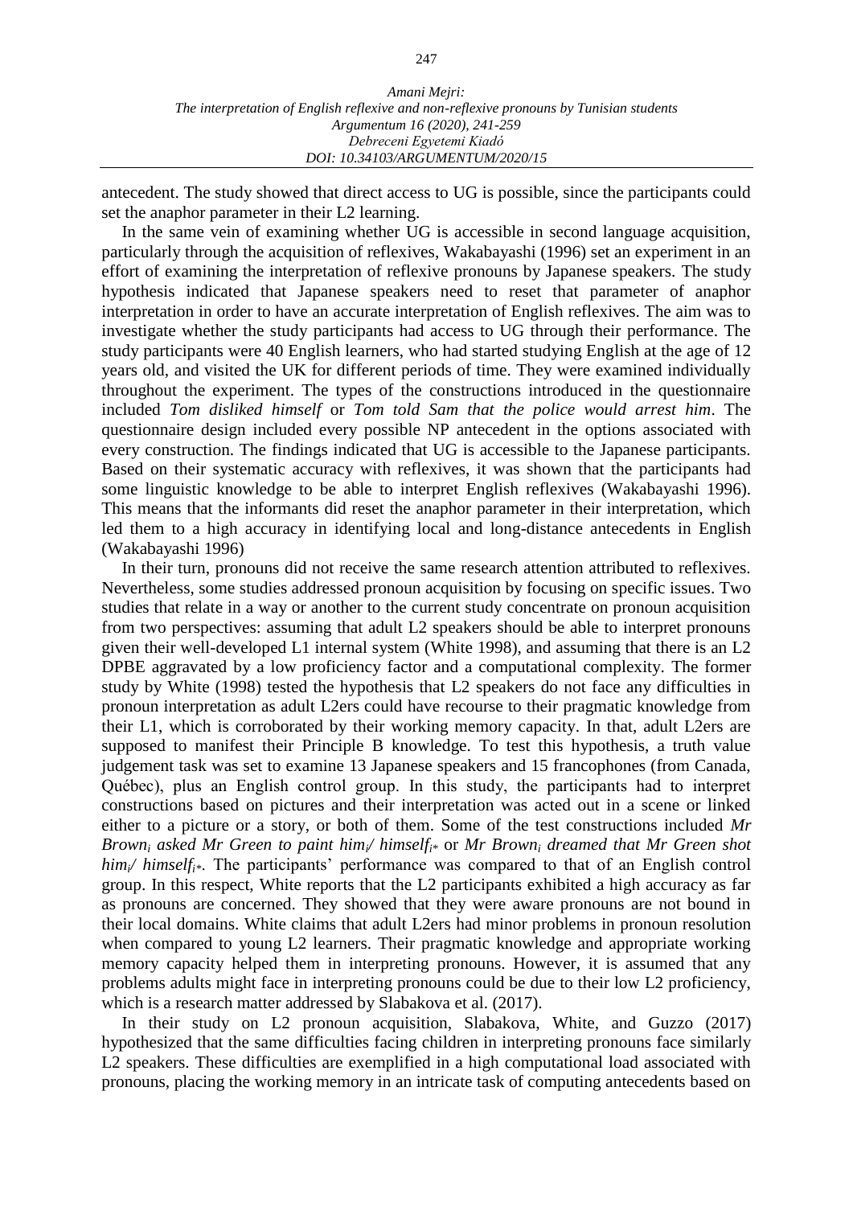antecedent. The study showed that direct access to UG is possible, since the participants could set the anaphor parameter in their L2 learning.

In the same vein of examining whether UG is accessible in second language acquisition, particularly through the acquisition of reflexives, Wakabayashi (1996) set an experiment in an effort of examining the interpretation of reflexive pronouns by Japanese speakers. The study hypothesis indicated that Japanese speakers need to reset that parameter of anaphor interpretation in order to have an accurate interpretation of English reflexives. The aim was to investigate whether the study participants had access to UG through their performance. The study participants were 40 English learners, who had started studying English at the age of 12 years old, and visited the UK for different periods of time. They were examined individually throughout the experiment. The types of the constructions introduced in the questionnaire included *Tom disliked himself* or *Tom told Sam that the police would arrest him*. The questionnaire design included every possible NP antecedent in the options associated with every construction. The findings indicated that UG is accessible to the Japanese participants. Based on their systematic accuracy with reflexives, it was shown that the participants had some linguistic knowledge to be able to interpret English reflexives (Wakabayashi 1996). This means that the informants did reset the anaphor parameter in their interpretation, which led them to a high accuracy in identifying local and long-distance antecedents in English (Wakabayashi 1996)

In their turn, pronouns did not receive the same research attention attributed to reflexives. Nevertheless, some studies addressed pronoun acquisition by focusing on specific issues. Two studies that relate in a way or another to the current study concentrate on pronoun acquisition from two perspectives: assuming that adult L2 speakers should be able to interpret pronouns given their well-developed L1 internal system (White 1998), and assuming that there is an L2 DPBE aggravated by a low proficiency factor and a computational complexity. The former study by White (1998) tested the hypothesis that L2 speakers do not face any difficulties in pronoun interpretation as adult L2ers could have recourse to their pragmatic knowledge from their L1, which is corroborated by their working memory capacity. In that, adult L2ers are supposed to manifest their Principle B knowledge. To test this hypothesis, a truth value judgement task was set to examine 13 Japanese speakers and 15 francophones (from Canada, Québec), plus an English control group. In this study, the participants had to interpret constructions based on pictures and their interpretation was acted out in a scene or linked either to a picture or a story, or both of them. Some of the test constructions included *Mr Brown$_i$ asked Mr Green to paint him$_i$/ himself$_{i*}$* or *Mr Brown$_i$ dreamed that Mr Green shot him$_i$/ himself$_{i*}$*. The participants' performance was compared to that of an English control group. In this respect, White reports that the L2 participants exhibited a high accuracy as far as pronouns are concerned. They showed that they were aware pronouns are not bound in their local domains. White claims that adult L2ers had minor problems in pronoun resolution when compared to young L2 learners. Their pragmatic knowledge and appropriate working memory capacity helped them in interpreting pronouns. However, it is assumed that any problems adults might face in interpreting pronouns could be due to their low L2 proficiency, which is a research matter addressed by Slabakova et al. (2017).

In their study on L2 pronoun acquisition, Slabakova, White, and Guzzo (2017) hypothesized that the same difficulties facing children in interpreting pronouns face similarly L2 speakers. These difficulties are exemplified in a high computational load associated with pronouns, placing the working memory in an intricate task of computing antecedents based on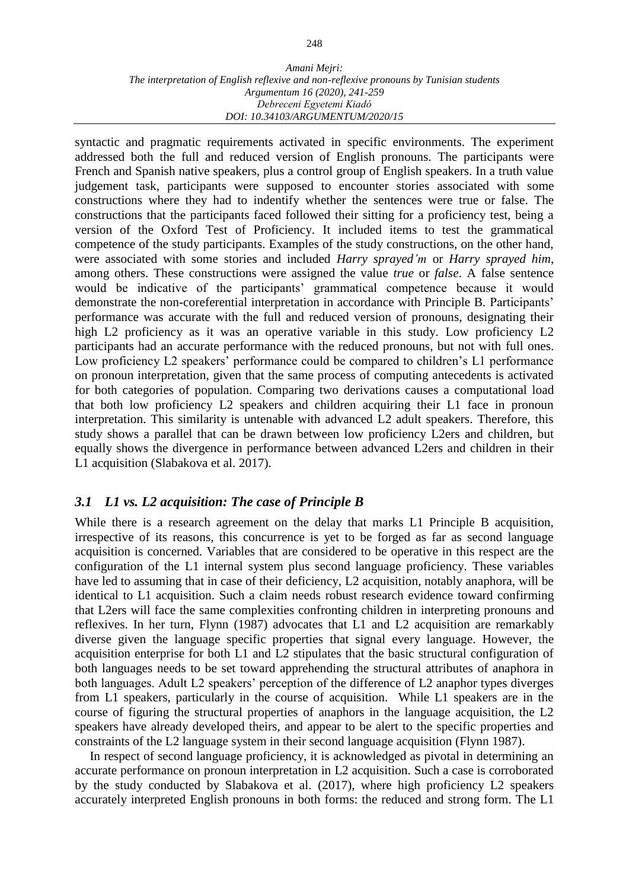syntactic and pragmatic requirements activated in specific environments. The experiment addressed both the full and reduced version of English pronouns. The participants were French and Spanish native speakers, plus a control group of English speakers. In a truth value judgement task, participants were supposed to encounter stories associated with some constructions where they had to indentify whether the sentences were true or false. The constructions that the participants faced followed their sitting for a proficiency test, being a version of the Oxford Test of Proficiency. It included items to test the grammatical competence of the study participants. Examples of the study constructions, on the other hand, were associated with some stories and included *Harry sprayed'm* or *Harry sprayed him*, among others. These constructions were assigned the value *true* or *false*. A false sentence would be indicative of the participants' grammatical competence because it would demonstrate the non-coreferential interpretation in accordance with Principle B. Participants' performance was accurate with the full and reduced version of pronouns, designating their high L2 proficiency as it was an operative variable in this study. Low proficiency L2 participants had an accurate performance with the reduced pronouns, but not with full ones. Low proficiency L2 speakers' performance could be compared to children's L1 performance on pronoun interpretation, given that the same process of computing antecedents is activated for both categories of population. Comparing two derivations causes a computational load that both low proficiency L2 speakers and children acquiring their L1 face in pronoun interpretation. This similarity is untenable with advanced L2 adult speakers. Therefore, this study shows a parallel that can be drawn between low proficiency L2ers and children, but equally shows the divergence in performance between advanced L2ers and children in their L1 acquisition (Slabakova et al. 2017).

### *3.1 L1 vs. L2 acquisition: The case of Principle B*

While there is a research agreement on the delay that marks L1 Principle B acquisition, irrespective of its reasons, this concurrence is yet to be forged as far as second language acquisition is concerned. Variables that are considered to be operative in this respect are the configuration of the L1 internal system plus second language proficiency. These variables have led to assuming that in case of their deficiency, L2 acquisition, notably anaphora, will be identical to L1 acquisition. Such a claim needs robust research evidence toward confirming that L2ers will face the same complexities confronting children in interpreting pronouns and reflexives. In her turn, Flynn (1987) advocates that L1 and L2 acquisition are remarkably diverse given the language specific properties that signal every language. However, the acquisition enterprise for both L1 and L2 stipulates that the basic structural configuration of both languages needs to be set toward apprehending the structural attributes of anaphora in both languages. Adult L2 speakers' perception of the difference of L2 anaphor types diverges from L1 speakers, particularly in the course of acquisition. While L1 speakers are in the course of figuring the structural properties of anaphors in the language acquisition, the L2 speakers have already developed theirs, and appear to be alert to the specific properties and constraints of the L2 language system in their second language acquisition (Flynn 1987).

In respect of second language proficiency, it is acknowledged as pivotal in determining an accurate performance on pronoun interpretation in L2 acquisition. Such a case is corroborated by the study conducted by Slabakova et al. (2017), where high proficiency L2 speakers accurately interpreted English pronouns in both forms: the reduced and strong form. The L1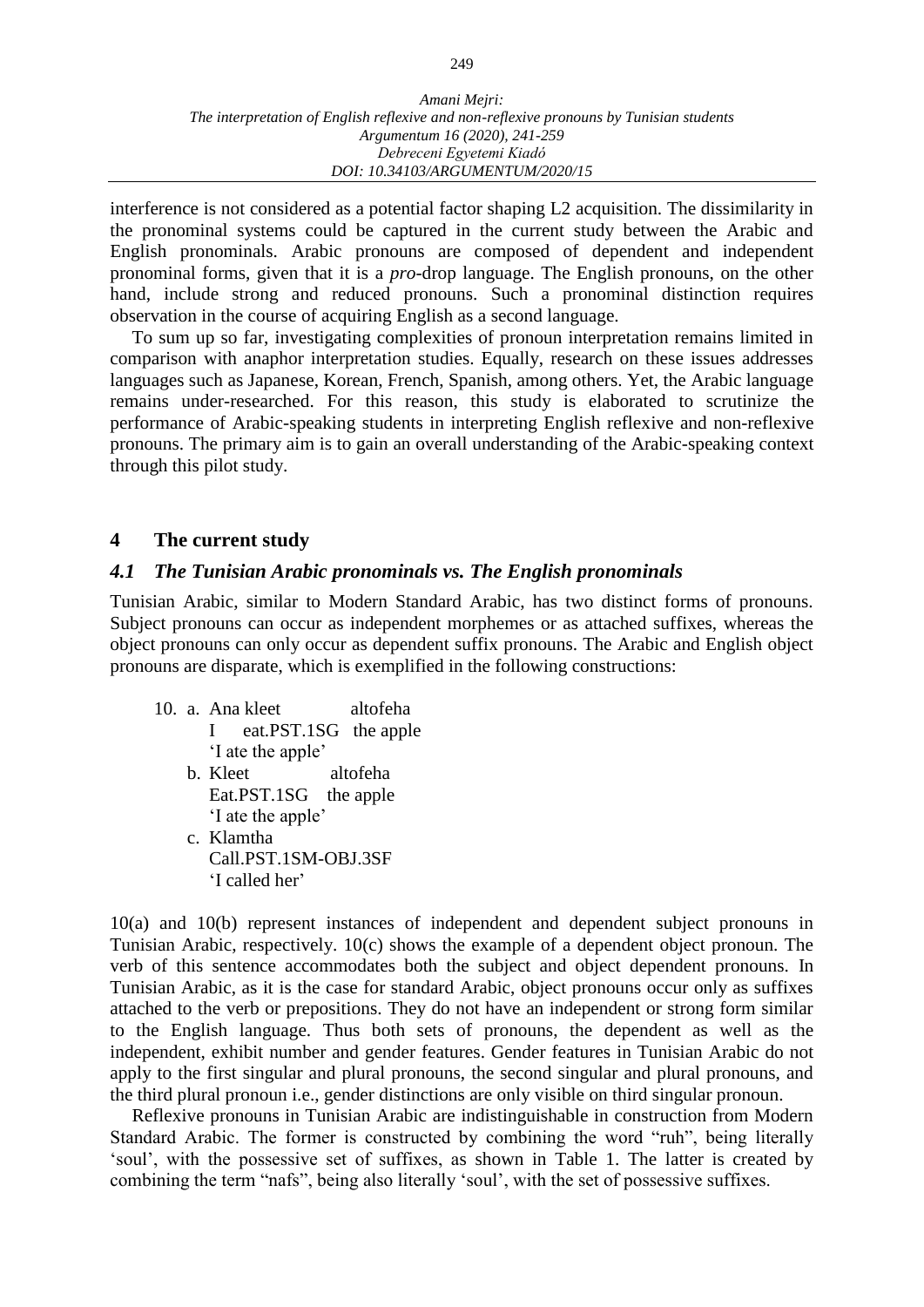interference is not considered as a potential factor shaping L2 acquisition. The dissimilarity in the pronominal systems could be captured in the current study between the Arabic and English pronominals. Arabic pronouns are composed of dependent and independent pronominal forms, given that it is a *pro*-drop language. The English pronouns, on the other hand, include strong and reduced pronouns. Such a pronominal distinction requires observation in the course of acquiring English as a second language.

To sum up so far, investigating complexities of pronoun interpretation remains limited in comparison with anaphor interpretation studies. Equally, research on these issues addresses languages such as Japanese, Korean, French, Spanish, among others. Yet, the Arabic language remains under-researched. For this reason, this study is elaborated to scrutinize the performance of Arabic-speaking students in interpreting English reflexive and non-reflexive pronouns. The primary aim is to gain an overall understanding of the Arabic-speaking context through this pilot study.

## 4 The current study

### *4.1 The Tunisian Arabic pronominals vs. The English pronominals*

Tunisian Arabic, similar to Modern Standard Arabic, has two distinct forms of pronouns. Subject pronouns can occur as independent morphemes or as attached suffixes, whereas the object pronouns can only occur as dependent suffix pronouns. The Arabic and English object pronouns are disparate, which is exemplified in the following constructions:

10. a. Ana kleet altofeha
    I eat.PST.1SG the apple
    'I ate the apple'

    b. Kleet altofeha
    Eat.PST.1SG the apple
    'I ate the apple'

    c. Klamtha
    Call.PST.1SM-OBJ.3SF
    'I called her'

10(a) and 10(b) represent instances of independent and dependent subject pronouns in Tunisian Arabic, respectively. 10(c) shows the example of a dependent object pronoun. The verb of this sentence accommodates both the subject and object dependent pronouns. In Tunisian Arabic, as it is the case for standard Arabic, object pronouns occur only as suffixes attached to the verb or prepositions. They do not have an independent or strong form similar to the English language. Thus both sets of pronouns, the dependent as well as the independent, exhibit number and gender features. Gender features in Tunisian Arabic do not apply to the first singular and plural pronouns, the second singular and plural pronouns, and the third plural pronoun i.e., gender distinctions are only visible on third singular pronoun.

Reflexive pronouns in Tunisian Arabic are indistinguishable in construction from Modern Standard Arabic. The former is constructed by combining the word "ruh", being literally 'soul', with the possessive set of suffixes, as shown in Table 1. The latter is created by combining the term "nafs", being also literally 'soul', with the set of possessive suffixes.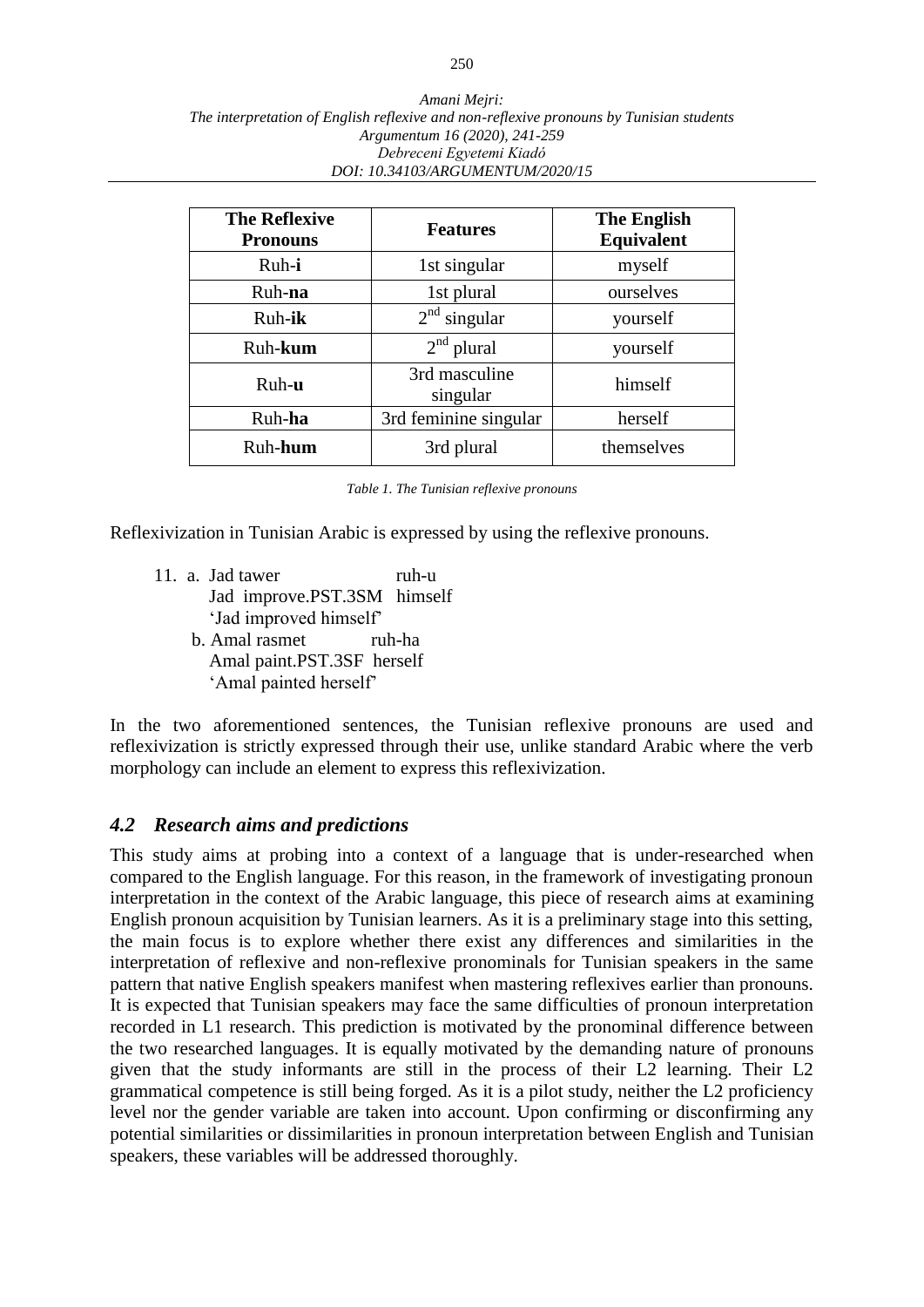| The Reflexive Pronouns | Features | The English Equivalent |
|---|---|---|
| Ruh-**i** | 1st singular | myself |
| Ruh-**na** | 1st plural | ourselves |
| Ruh-**ik** | 2nd singular | yourself |
| Ruh-**kum** | 2nd plural | yourself |
| Ruh-**u** | 3rd masculine singular | himself |
| Ruh-**ha** | 3rd feminine singular | herself |
| Ruh-**hum** | 3rd plural | themselves |

*Table 1. The Tunisian reflexive pronouns*

Reflexivization in Tunisian Arabic is expressed by using the reflexive pronouns.

11. a. Jad tawer ruh-u
    Jad improve.PST.3SM himself
    'Jad improved himself'
    
    b. Amal rasmet ruh-ha
    Amal paint.PST.3SF herself
    'Amal painted herself'

In the two aforementioned sentences, the Tunisian reflexive pronouns are used and reflexivization is strictly expressed through their use, unlike standard Arabic where the verb morphology can include an element to express this reflexivization.

### *4.2 Research aims and predictions*

This study aims at probing into a context of a language that is under-researched when compared to the English language. For this reason, in the framework of investigating pronoun interpretation in the context of the Arabic language, this piece of research aims at examining English pronoun acquisition by Tunisian learners. As it is a preliminary stage into this setting, the main focus is to explore whether there exist any differences and similarities in the interpretation of reflexive and non-reflexive pronominals for Tunisian speakers in the same pattern that native English speakers manifest when mastering reflexives earlier than pronouns. It is expected that Tunisian speakers may face the same difficulties of pronoun interpretation recorded in L1 research. This prediction is motivated by the pronominal difference between the two researched languages. It is equally motivated by the demanding nature of pronouns given that the study informants are still in the process of their L2 learning. Their L2 grammatical competence is still being forged. As it is a pilot study, neither the L2 proficiency level nor the gender variable are taken into account. Upon confirming or disconfirming any potential similarities or dissimilarities in pronoun interpretation between English and Tunisian speakers, these variables will be addressed thoroughly.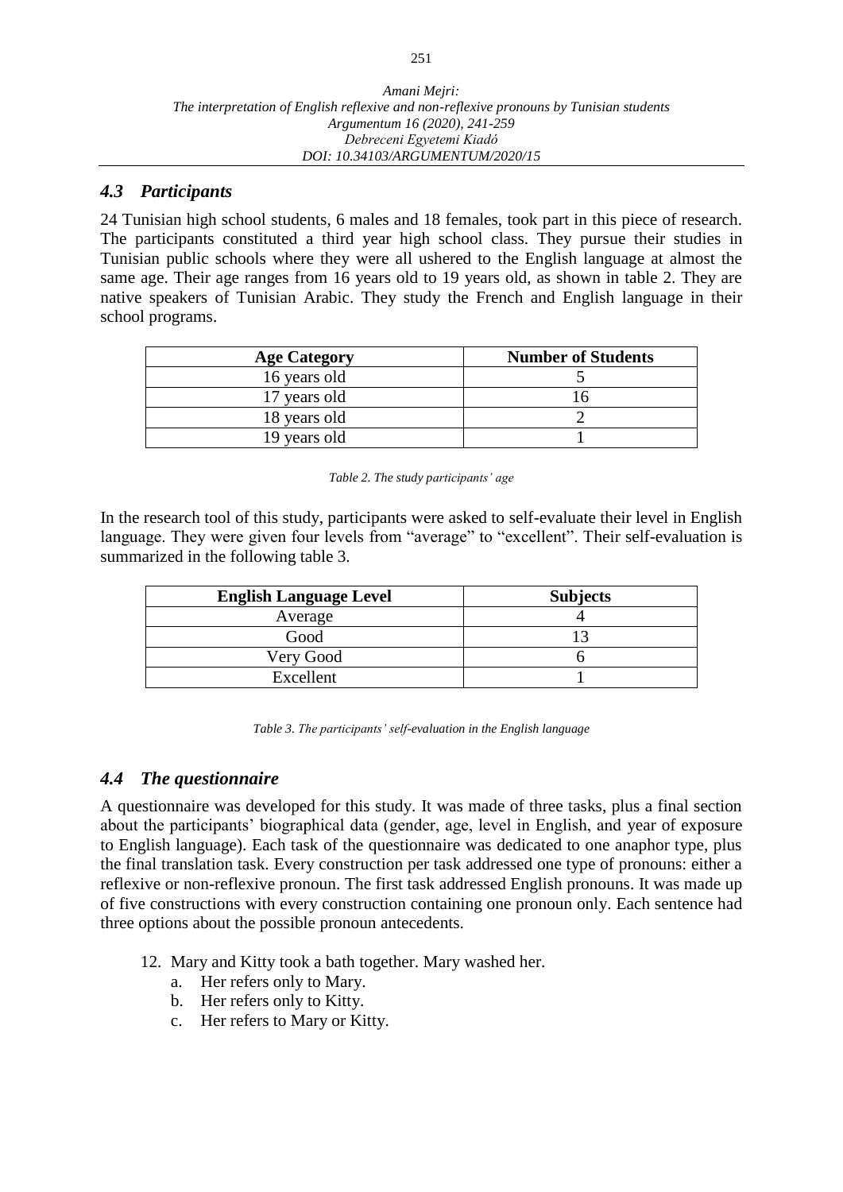### *4.3 Participants*

24 Tunisian high school students, 6 males and 18 females, took part in this piece of research. The participants constituted a third year high school class. They pursue their studies in Tunisian public schools where they were all ushered to the English language at almost the same age. Their age ranges from 16 years old to 19 years old, as shown in table 2. They are native speakers of Tunisian Arabic. They study the French and English language in their school programs.

| Age Category | Number of Students |
|---|---|
| 16 years old | 5 |
| 17 years old | 16 |
| 18 years old | 2 |
| 19 years old | 1 |

*Table 2. The study participants' age*

In the research tool of this study, participants were asked to self-evaluate their level in English language. They were given four levels from "average" to "excellent". Their self-evaluation is summarized in the following table 3.

| English Language Level | Subjects |
|---|---|
| Average | 4 |
| Good | 13 |
| Very Good | 6 |
| Excellent | 1 |

*Table 3. The participants' self-evaluation in the English language*

### *4.4 The questionnaire*

A questionnaire was developed for this study. It was made of three tasks, plus a final section about the participants' biographical data (gender, age, level in English, and year of exposure to English language). Each task of the questionnaire was dedicated to one anaphor type, plus the final translation task. Every construction per task addressed one type of pronouns: either a reflexive or non-reflexive pronoun. The first task addressed English pronouns. It was made up of five constructions with every construction containing one pronoun only. Each sentence had three options about the possible pronoun antecedents.

12. Mary and Kitty took a bath together. Mary washed her.
    a. Her refers only to Mary.
    b. Her refers only to Kitty.
    c. Her refers to Mary or Kitty.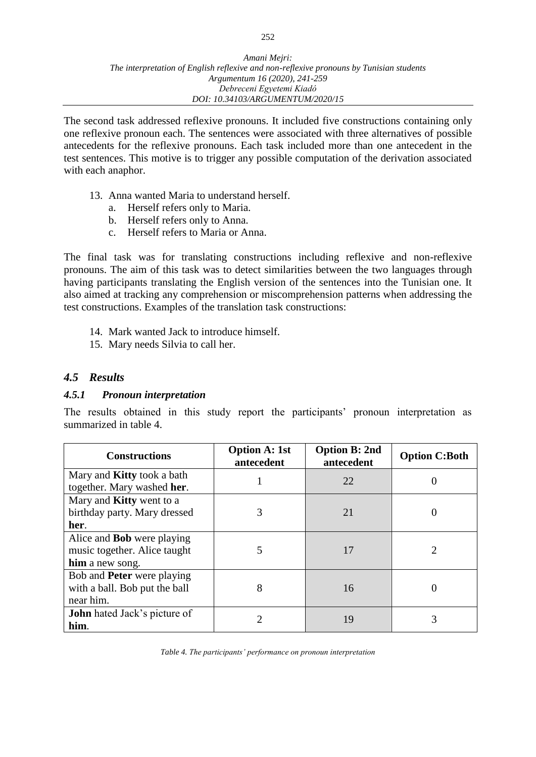The second task addressed reflexive pronouns. It included five constructions containing only one reflexive pronoun each. The sentences were associated with three alternatives of possible antecedents for the reflexive pronouns. Each task included more than one antecedent in the test sentences. This motive is to trigger any possible computation of the derivation associated with each anaphor.

13. Anna wanted Maria to understand herself.
    a. Herself refers only to Maria.
    b. Herself refers only to Anna.
    c. Herself refers to Maria or Anna.

The final task was for translating constructions including reflexive and non-reflexive pronouns. The aim of this task was to detect similarities between the two languages through having participants translating the English version of the sentences into the Tunisian one. It also aimed at tracking any comprehension or miscomprehension patterns when addressing the test constructions. Examples of the translation task constructions:

14. Mark wanted Jack to introduce himself.
15. Mary needs Silvia to call her.

## *4.5 Results*

### *4.5.1 Pronoun interpretation*

The results obtained in this study report the participants' pronoun interpretation as summarized in table 4.

| Constructions | Option A: 1st antecedent | Option B: 2nd antecedent | Option C:Both |
|---|---|---|---|
| Mary and **Kitty** took a bath together. Mary washed **her**. | 1 | 22 | 0 |
| Mary and **Kitty** went to a birthday party. Mary dressed **her**. | 3 | 21 | 0 |
| Alice and **Bob** were playing music together. Alice taught **him** a new song. | 5 | 17 | 2 |
| Bob and **Peter** were playing with a ball. Bob put the ball near him. | 8 | 16 | 0 |
| **John** hated Jack's picture of **him**. | 2 | 19 | 3 |

*Table 4. The participants' performance on pronoun interpretation*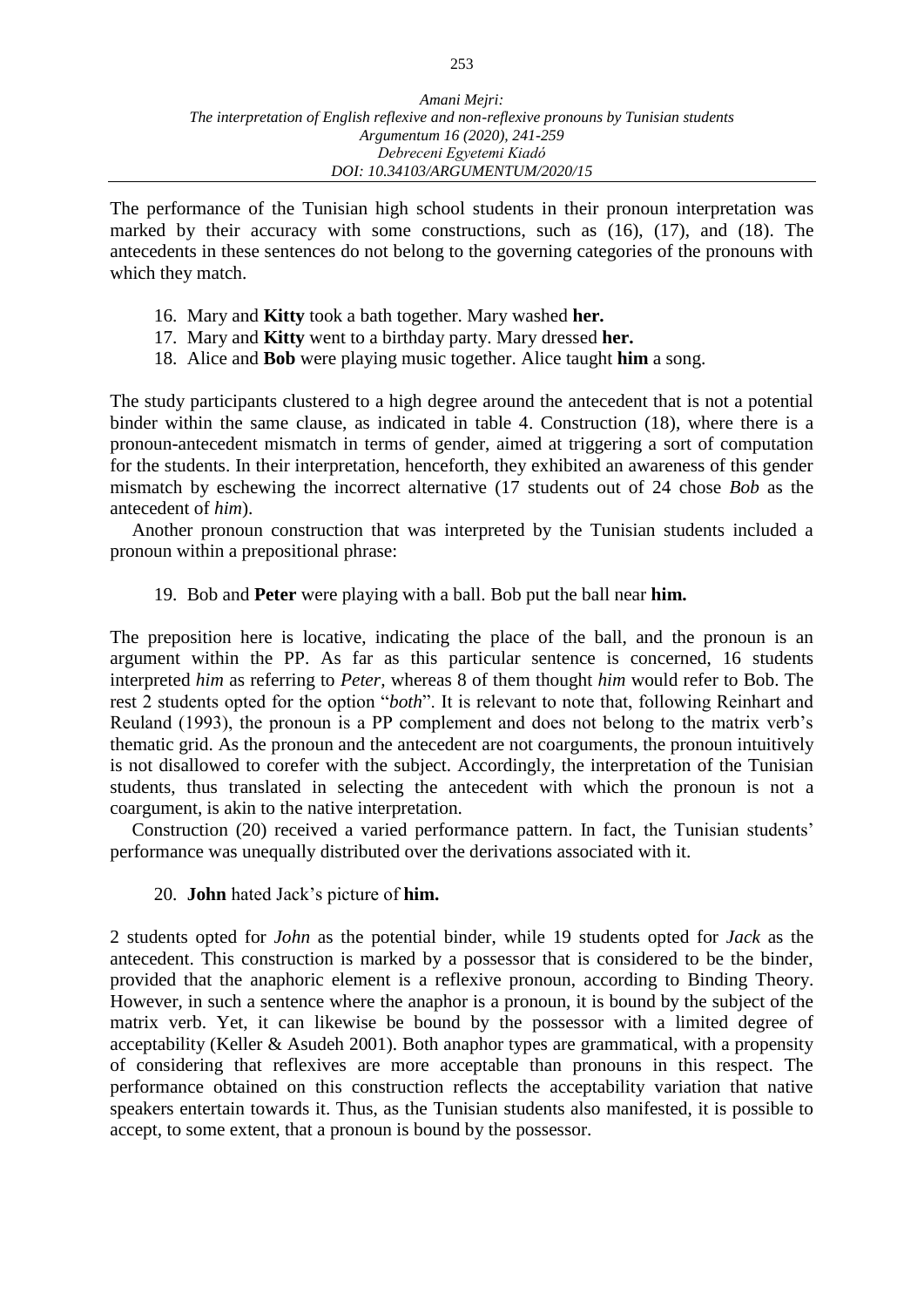The performance of the Tunisian high school students in their pronoun interpretation was marked by their accuracy with some constructions, such as (16), (17), and (18). The antecedents in these sentences do not belong to the governing categories of the pronouns with which they match.

16. Mary and **Kitty** took a bath together. Mary washed **her.**
17. Mary and **Kitty** went to a birthday party. Mary dressed **her.**
18. Alice and **Bob** were playing music together. Alice taught **him** a song.

The study participants clustered to a high degree around the antecedent that is not a potential binder within the same clause, as indicated in table 4. Construction (18), where there is a pronoun-antecedent mismatch in terms of gender, aimed at triggering a sort of computation for the students. In their interpretation, henceforth, they exhibited an awareness of this gender mismatch by eschewing the incorrect alternative (17 students out of 24 chose *Bob* as the antecedent of *him*).

Another pronoun construction that was interpreted by the Tunisian students included a pronoun within a prepositional phrase:

19. Bob and **Peter** were playing with a ball. Bob put the ball near **him.**

The preposition here is locative, indicating the place of the ball, and the pronoun is an argument within the PP. As far as this particular sentence is concerned, 16 students interpreted *him* as referring to *Peter*, whereas 8 of them thought *him* would refer to Bob. The rest 2 students opted for the option "*both*". It is relevant to note that, following Reinhart and Reuland (1993), the pronoun is a PP complement and does not belong to the matrix verb's thematic grid. As the pronoun and the antecedent are not coarguments, the pronoun intuitively is not disallowed to corefer with the subject. Accordingly, the interpretation of the Tunisian students, thus translated in selecting the antecedent with which the pronoun is not a coargument, is akin to the native interpretation.

Construction (20) received a varied performance pattern. In fact, the Tunisian students' performance was unequally distributed over the derivations associated with it.

20. **John** hated Jack's picture of **him.**

2 students opted for *John* as the potential binder, while 19 students opted for *Jack* as the antecedent. This construction is marked by a possessor that is considered to be the binder, provided that the anaphoric element is a reflexive pronoun, according to Binding Theory. However, in such a sentence where the anaphor is a pronoun, it is bound by the subject of the matrix verb. Yet, it can likewise be bound by the possessor with a limited degree of acceptability (Keller & Asudeh 2001). Both anaphor types are grammatical, with a propensity of considering that reflexives are more acceptable than pronouns in this respect. The performance obtained on this construction reflects the acceptability variation that native speakers entertain towards it. Thus, as the Tunisian students also manifested, it is possible to accept, to some extent, that a pronoun is bound by the possessor.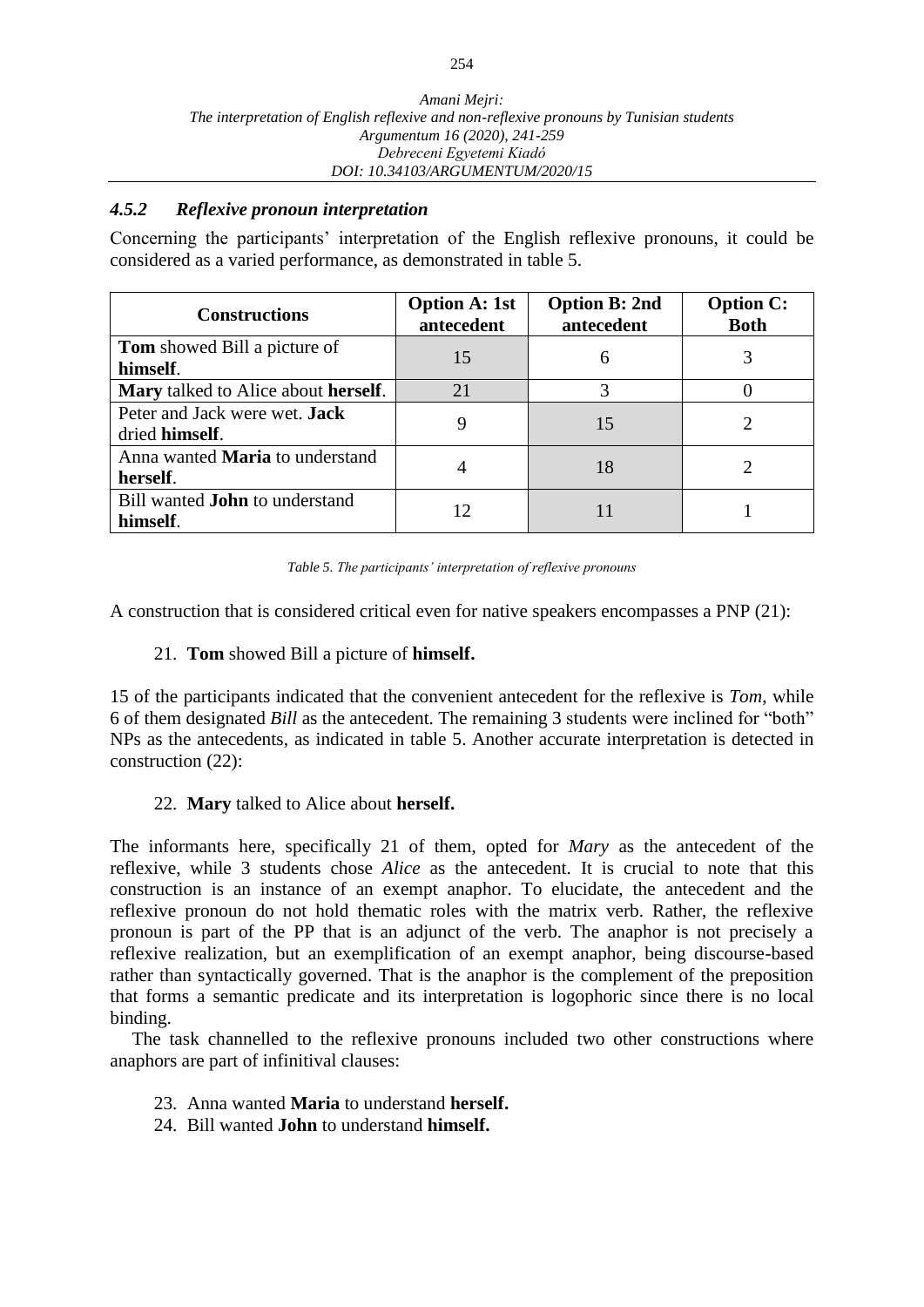### *4.5.2 Reflexive pronoun interpretation*

Concerning the participants' interpretation of the English reflexive pronouns, it could be considered as a varied performance, as demonstrated in table 5.

| Constructions | Option A: 1st antecedent | Option B: 2nd antecedent | Option C: Both |
|---|---|---|---|
| **Tom** showed Bill a picture of **himself**. | 15 | 6 | 3 |
| **Mary** talked to Alice about **herself**. | 21 | 3 | 0 |
| Peter and Jack were wet. **Jack** dried **himself**. | 9 | 15 | 2 |
| Anna wanted **Maria** to understand **herself**. | 4 | 18 | 2 |
| Bill wanted **John** to understand **himself**. | 12 | 11 | 1 |

*Table 5. The participants' interpretation of reflexive pronouns*

A construction that is considered critical even for native speakers encompasses a PNP (21):

21. **Tom** showed Bill a picture of **himself.**

15 of the participants indicated that the convenient antecedent for the reflexive is *Tom*, while 6 of them designated *Bill* as the antecedent. The remaining 3 students were inclined for "both" NPs as the antecedents, as indicated in table 5. Another accurate interpretation is detected in construction (22):

22. **Mary** talked to Alice about **herself.**

The informants here, specifically 21 of them, opted for *Mary* as the antecedent of the reflexive, while 3 students chose *Alice* as the antecedent. It is crucial to note that this construction is an instance of an exempt anaphor. To elucidate, the antecedent and the reflexive pronoun do not hold thematic roles with the matrix verb. Rather, the reflexive pronoun is part of the PP that is an adjunct of the verb. The anaphor is not precisely a reflexive realization, but an exemplification of an exempt anaphor, being discourse-based rather than syntactically governed. That is the anaphor is the complement of the preposition that forms a semantic predicate and its interpretation is logophoric since there is no local binding.

The task channelled to the reflexive pronouns included two other constructions where anaphors are part of infinitival clauses:

23. Anna wanted **Maria** to understand **herself.**
24. Bill wanted **John** to understand **himself.**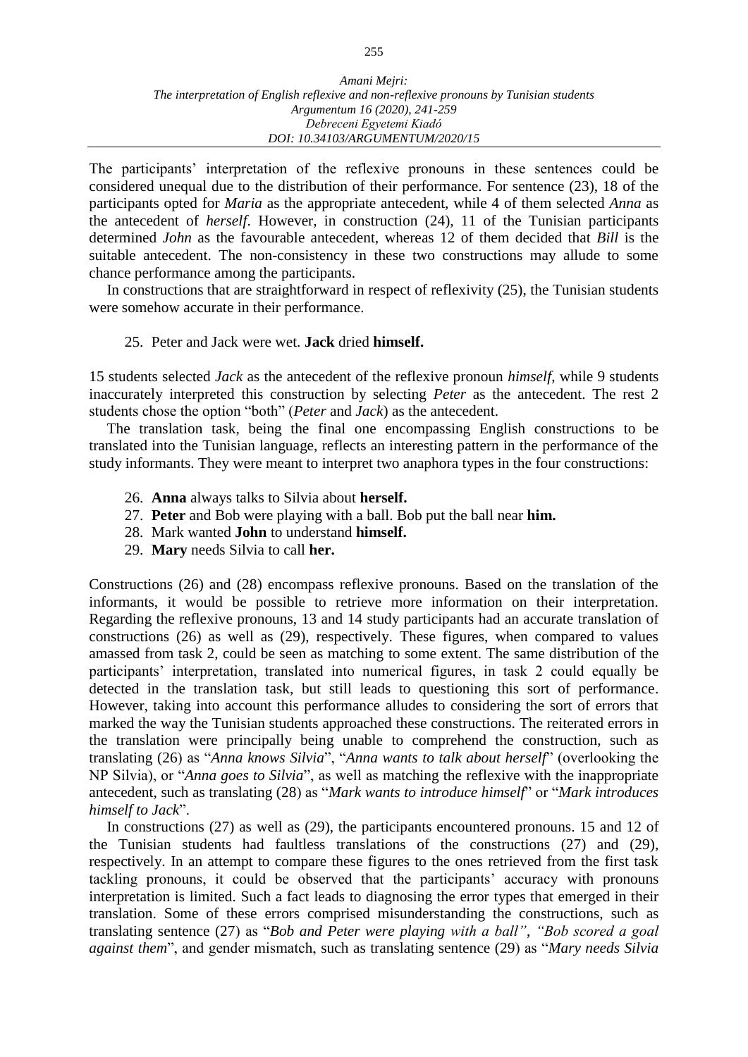The participants' interpretation of the reflexive pronouns in these sentences could be considered unequal due to the distribution of their performance. For sentence (23), 18 of the participants opted for *Maria* as the appropriate antecedent, while 4 of them selected *Anna* as the antecedent of *herself*. However, in construction (24), 11 of the Tunisian participants determined *John* as the favourable antecedent, whereas 12 of them decided that *Bill* is the suitable antecedent. The non-consistency in these two constructions may allude to some chance performance among the participants.

In constructions that are straightforward in respect of reflexivity (25), the Tunisian students were somehow accurate in their performance.

25. Peter and Jack were wet. **Jack** dried **himself.**

15 students selected *Jack* as the antecedent of the reflexive pronoun *himself*, while 9 students inaccurately interpreted this construction by selecting *Peter* as the antecedent. The rest 2 students chose the option "both" (*Peter* and *Jack*) as the antecedent.

The translation task, being the final one encompassing English constructions to be translated into the Tunisian language, reflects an interesting pattern in the performance of the study informants. They were meant to interpret two anaphora types in the four constructions:

26. **Anna** always talks to Silvia about **herself.**
27. **Peter** and Bob were playing with a ball. Bob put the ball near **him.**
28. Mark wanted **John** to understand **himself.**
29. **Mary** needs Silvia to call **her.**

Constructions (26) and (28) encompass reflexive pronouns. Based on the translation of the informants, it would be possible to retrieve more information on their interpretation. Regarding the reflexive pronouns, 13 and 14 study participants had an accurate translation of constructions (26) as well as (29), respectively. These figures, when compared to values amassed from task 2, could be seen as matching to some extent. The same distribution of the participants' interpretation, translated into numerical figures, in task 2 could equally be detected in the translation task, but still leads to questioning this sort of performance. However, taking into account this performance alludes to considering the sort of errors that marked the way the Tunisian students approached these constructions. The reiterated errors in the translation were principally being unable to comprehend the construction, such as translating (26) as "*Anna knows Silvia*", "*Anna wants to talk about herself*" (overlooking the NP Silvia), or "*Anna goes to Silvia*", as well as matching the reflexive with the inappropriate antecedent, such as translating (28) as "*Mark wants to introduce himself*" or "*Mark introduces himself to Jack*".

In constructions (27) as well as (29), the participants encountered pronouns. 15 and 12 of the Tunisian students had faultless translations of the constructions (27) and (29), respectively. In an attempt to compare these figures to the ones retrieved from the first task tackling pronouns, it could be observed that the participants' accuracy with pronouns interpretation is limited. Such a fact leads to diagnosing the error types that emerged in their translation. Some of these errors comprised misunderstanding the constructions, such as translating sentence (27) as "*Bob and Peter were playing with a ball*", *"Bob scored a goal against them*", and gender mismatch, such as translating sentence (29) as "*Mary needs Silvia*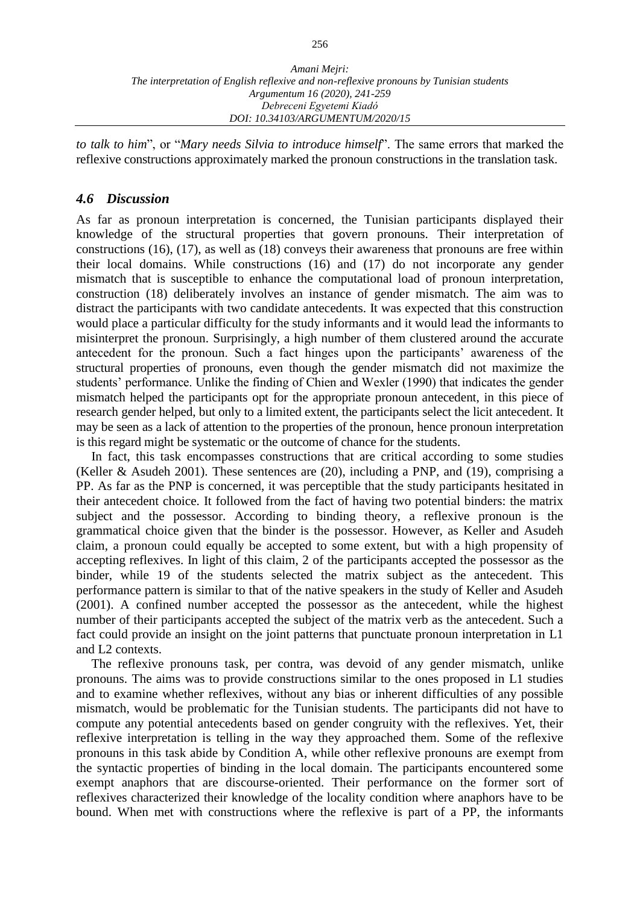*to talk to him*", or "*Mary needs Silvia to introduce himself*". The same errors that marked the reflexive constructions approximately marked the pronoun constructions in the translation task.

### *4.6 Discussion*

As far as pronoun interpretation is concerned, the Tunisian participants displayed their knowledge of the structural properties that govern pronouns. Their interpretation of constructions (16), (17), as well as (18) conveys their awareness that pronouns are free within their local domains. While constructions (16) and (17) do not incorporate any gender mismatch that is susceptible to enhance the computational load of pronoun interpretation, construction (18) deliberately involves an instance of gender mismatch. The aim was to distract the participants with two candidate antecedents. It was expected that this construction would place a particular difficulty for the study informants and it would lead the informants to misinterpret the pronoun. Surprisingly, a high number of them clustered around the accurate antecedent for the pronoun. Such a fact hinges upon the participants' awareness of the structural properties of pronouns, even though the gender mismatch did not maximize the students' performance. Unlike the finding of Chien and Wexler (1990) that indicates the gender mismatch helped the participants opt for the appropriate pronoun antecedent, in this piece of research gender helped, but only to a limited extent, the participants select the licit antecedent. It may be seen as a lack of attention to the properties of the pronoun, hence pronoun interpretation is this regard might be systematic or the outcome of chance for the students.

In fact, this task encompasses constructions that are critical according to some studies (Keller & Asudeh 2001). These sentences are (20), including a PNP, and (19), comprising a PP. As far as the PNP is concerned, it was perceptible that the study participants hesitated in their antecedent choice. It followed from the fact of having two potential binders: the matrix subject and the possessor. According to binding theory, a reflexive pronoun is the grammatical choice given that the binder is the possessor. However, as Keller and Asudeh claim, a pronoun could equally be accepted to some extent, but with a high propensity of accepting reflexives. In light of this claim, 2 of the participants accepted the possessor as the binder, while 19 of the students selected the matrix subject as the antecedent. This performance pattern is similar to that of the native speakers in the study of Keller and Asudeh (2001). A confined number accepted the possessor as the antecedent, while the highest number of their participants accepted the subject of the matrix verb as the antecedent. Such a fact could provide an insight on the joint patterns that punctuate pronoun interpretation in L1 and L2 contexts.

The reflexive pronouns task, per contra, was devoid of any gender mismatch, unlike pronouns. The aims was to provide constructions similar to the ones proposed in L1 studies and to examine whether reflexives, without any bias or inherent difficulties of any possible mismatch, would be problematic for the Tunisian students. The participants did not have to compute any potential antecedents based on gender congruity with the reflexives. Yet, their reflexive interpretation is telling in the way they approached them. Some of the reflexive pronouns in this task abide by Condition A, while other reflexive pronouns are exempt from the syntactic properties of binding in the local domain. The participants encountered some exempt anaphors that are discourse-oriented. Their performance on the former sort of reflexives characterized their knowledge of the locality condition where anaphors have to be bound. When met with constructions where the reflexive is part of a PP, the informants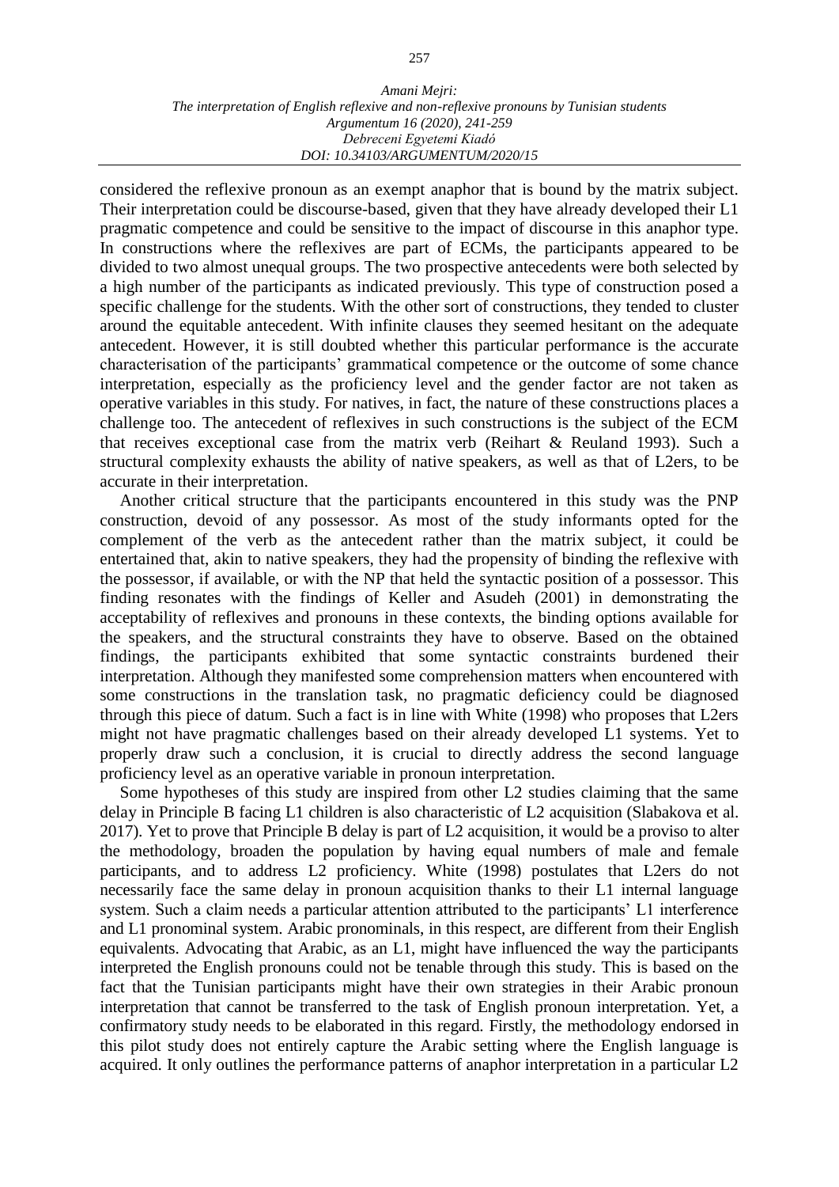considered the reflexive pronoun as an exempt anaphor that is bound by the matrix subject. Their interpretation could be discourse-based, given that they have already developed their L1 pragmatic competence and could be sensitive to the impact of discourse in this anaphor type. In constructions where the reflexives are part of ECMs, the participants appeared to be divided to two almost unequal groups. The two prospective antecedents were both selected by a high number of the participants as indicated previously. This type of construction posed a specific challenge for the students. With the other sort of constructions, they tended to cluster around the equitable antecedent. With infinite clauses they seemed hesitant on the adequate antecedent. However, it is still doubted whether this particular performance is the accurate characterisation of the participants' grammatical competence or the outcome of some chance interpretation, especially as the proficiency level and the gender factor are not taken as operative variables in this study. For natives, in fact, the nature of these constructions places a challenge too. The antecedent of reflexives in such constructions is the subject of the ECM that receives exceptional case from the matrix verb (Reihart & Reuland 1993). Such a structural complexity exhausts the ability of native speakers, as well as that of L2ers, to be accurate in their interpretation.

Another critical structure that the participants encountered in this study was the PNP construction, devoid of any possessor. As most of the study informants opted for the complement of the verb as the antecedent rather than the matrix subject, it could be entertained that, akin to native speakers, they had the propensity of binding the reflexive with the possessor, if available, or with the NP that held the syntactic position of a possessor. This finding resonates with the findings of Keller and Asudeh (2001) in demonstrating the acceptability of reflexives and pronouns in these contexts, the binding options available for the speakers, and the structural constraints they have to observe. Based on the obtained findings, the participants exhibited that some syntactic constraints burdened their interpretation. Although they manifested some comprehension matters when encountered with some constructions in the translation task, no pragmatic deficiency could be diagnosed through this piece of datum. Such a fact is in line with White (1998) who proposes that L2ers might not have pragmatic challenges based on their already developed L1 systems. Yet to properly draw such a conclusion, it is crucial to directly address the second language proficiency level as an operative variable in pronoun interpretation.

Some hypotheses of this study are inspired from other L2 studies claiming that the same delay in Principle B facing L1 children is also characteristic of L2 acquisition (Slabakova et al. 2017). Yet to prove that Principle B delay is part of L2 acquisition, it would be a proviso to alter the methodology, broaden the population by having equal numbers of male and female participants, and to address L2 proficiency. White (1998) postulates that L2ers do not necessarily face the same delay in pronoun acquisition thanks to their L1 internal language system. Such a claim needs a particular attention attributed to the participants' L1 interference and L1 pronominal system. Arabic pronominals, in this respect, are different from their English equivalents. Advocating that Arabic, as an L1, might have influenced the way the participants interpreted the English pronouns could not be tenable through this study. This is based on the fact that the Tunisian participants might have their own strategies in their Arabic pronoun interpretation that cannot be transferred to the task of English pronoun interpretation. Yet, a confirmatory study needs to be elaborated in this regard. Firstly, the methodology endorsed in this pilot study does not entirely capture the Arabic setting where the English language is acquired. It only outlines the performance patterns of anaphor interpretation in a particular L2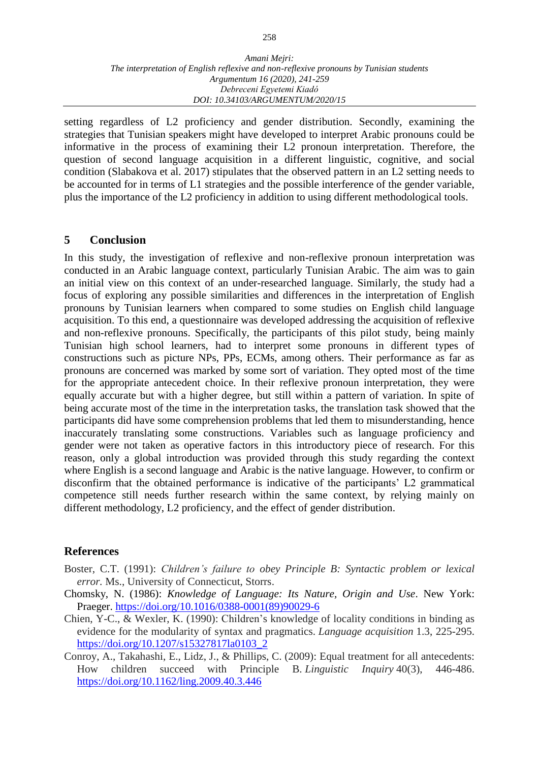setting regardless of L2 proficiency and gender distribution. Secondly, examining the strategies that Tunisian speakers might have developed to interpret Arabic pronouns could be informative in the process of examining their L2 pronoun interpretation. Therefore, the question of second language acquisition in a different linguistic, cognitive, and social condition (Slabakova et al. 2017) stipulates that the observed pattern in an L2 setting needs to be accounted for in terms of L1 strategies and the possible interference of the gender variable, plus the importance of the L2 proficiency in addition to using different methodological tools.

## 5 Conclusion

In this study, the investigation of reflexive and non-reflexive pronoun interpretation was conducted in an Arabic language context, particularly Tunisian Arabic. The aim was to gain an initial view on this context of an under-researched language. Similarly, the study had a focus of exploring any possible similarities and differences in the interpretation of English pronouns by Tunisian learners when compared to some studies on English child language acquisition. To this end, a questionnaire was developed addressing the acquisition of reflexive and non-reflexive pronouns. Specifically, the participants of this pilot study, being mainly Tunisian high school learners, had to interpret some pronouns in different types of constructions such as picture NPs, PPs, ECMs, among others. Their performance as far as pronouns are concerned was marked by some sort of variation. They opted most of the time for the appropriate antecedent choice. In their reflexive pronoun interpretation, they were equally accurate but with a higher degree, but still within a pattern of variation. In spite of being accurate most of the time in the interpretation tasks, the translation task showed that the participants did have some comprehension problems that led them to misunderstanding, hence inaccurately translating some constructions. Variables such as language proficiency and gender were not taken as operative factors in this introductory piece of research. For this reason, only a global introduction was provided through this study regarding the context where English is a second language and Arabic is the native language. However, to confirm or disconfirm that the obtained performance is indicative of the participants' L2 grammatical competence still needs further research within the same context, by relying mainly on different methodology, L2 proficiency, and the effect of gender distribution.

## References

Boster, C.T. (1991): *Children's failure to obey Principle B: Syntactic problem or lexical error.* Ms., University of Connecticut, Storrs.

Chomsky, N. (1986): *Knowledge of Language: Its Nature, Origin and Use*. New York: Praeger. https://doi.org/10.1016/0388-0001(89)90029-6

Chien, Y-C., & Wexler, K. (1990): Children's knowledge of locality conditions in binding as evidence for the modularity of syntax and pragmatics. *Language acquisition* 1.3, 225-295. https://doi.org/10.1207/s15327817la0103_2

Conroy, A., Takahashi, E., Lidz, J., & Phillips, C. (2009): Equal treatment for all antecedents: How children succeed with Principle B. *Linguistic Inquiry* 40(3), 446-486. https://doi.org/10.1162/ling.2009.40.3.446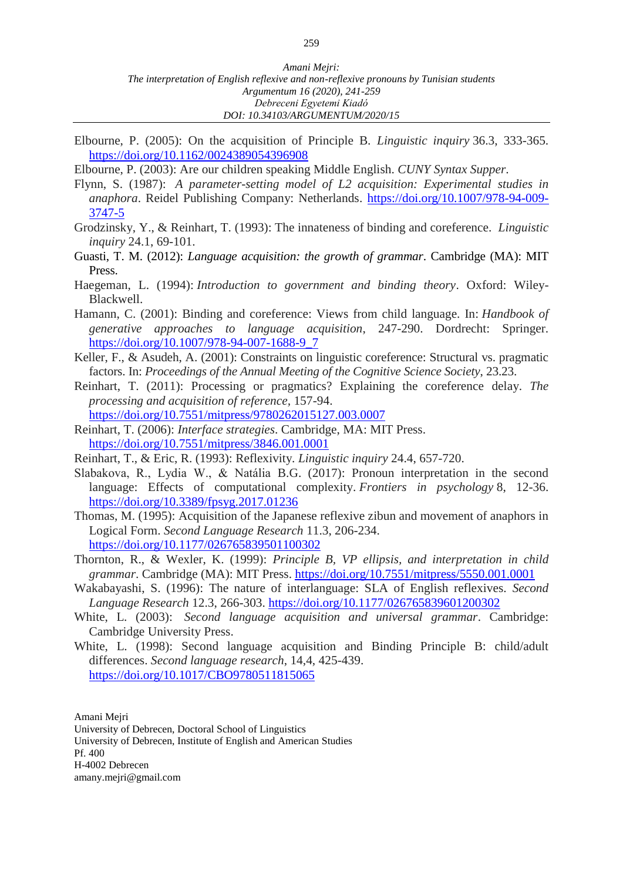Elbourne, P. (2005): On the acquisition of Principle B. *Linguistic inquiry* 36.3, 333-365. https://doi.org/10.1162/0024389054396908

Elbourne, P. (2003): Are our children speaking Middle English. *CUNY Syntax Supper*.

Flynn, S. (1987): *A parameter-setting model of L2 acquisition: Experimental studies in anaphora*. Reidel Publishing Company: Netherlands. https://doi.org/10.1007/978-94-009-3747-5

Grodzinsky, Y., & Reinhart, T. (1993): The innateness of binding and coreference. *Linguistic inquiry* 24.1, 69-101.

Guasti, T. M. (2012): *Language acquisition: the growth of grammar*. Cambridge (MA): MIT Press.

Haegeman, L. (1994): *Introduction to government and binding theory*. Oxford: Wiley-Blackwell.

Hamann, C. (2001): Binding and coreference: Views from child language. In: *Handbook of generative approaches to language acquisition*, 247-290. Dordrecht: Springer. https://doi.org/10.1007/978-94-007-1688-9_7

Keller, F., & Asudeh, A. (2001): Constraints on linguistic coreference: Structural vs. pragmatic factors. In: *Proceedings of the Annual Meeting of the Cognitive Science Society*, 23.23.

Reinhart, T. (2011): Processing or pragmatics? Explaining the coreference delay. *The processing and acquisition of reference*, 157-94. https://doi.org/10.7551/mitpress/9780262015127.003.0007

Reinhart, T. (2006): *Interface strategies*. Cambridge, MA: MIT Press. https://doi.org/10.7551/mitpress/3846.001.0001

Reinhart, T., & Eric, R. (1993): Reflexivity. *Linguistic inquiry* 24.4, 657-720.

Slabakova, R., Lydia W., & Natália B.G. (2017): Pronoun interpretation in the second language: Effects of computational complexity. *Frontiers in psychology* 8, 12-36. https://doi.org/10.3389/fpsyg.2017.01236

Thomas, M. (1995): Acquisition of the Japanese reflexive zibun and movement of anaphors in Logical Form. *Second Language Research* 11.3, 206-234. https://doi.org/10.1177/026765839501100302

Thornton, R., & Wexler, K. (1999): *Principle B, VP ellipsis, and interpretation in child grammar*. Cambridge (MA): MIT Press. https://doi.org/10.7551/mitpress/5550.001.0001

Wakabayashi, S. (1996): The nature of interlanguage: SLA of English reflexives. *Second Language Research* 12.3, 266-303. https://doi.org/10.1177/026765839601200302

White, L. (2003): *Second language acquisition and universal grammar*. Cambridge: Cambridge University Press.

White, L. (1998): Second language acquisition and Binding Principle B: child/adult differences. *Second language research*, 14,4, 425-439. https://doi.org/10.1017/CBO9780511815065

Amani Mejri
University of Debrecen, Doctoral School of Linguistics
University of Debrecen, Institute of English and American Studies
Pf. 400
H-4002 Debrecen
amany.mejri@gmail.com